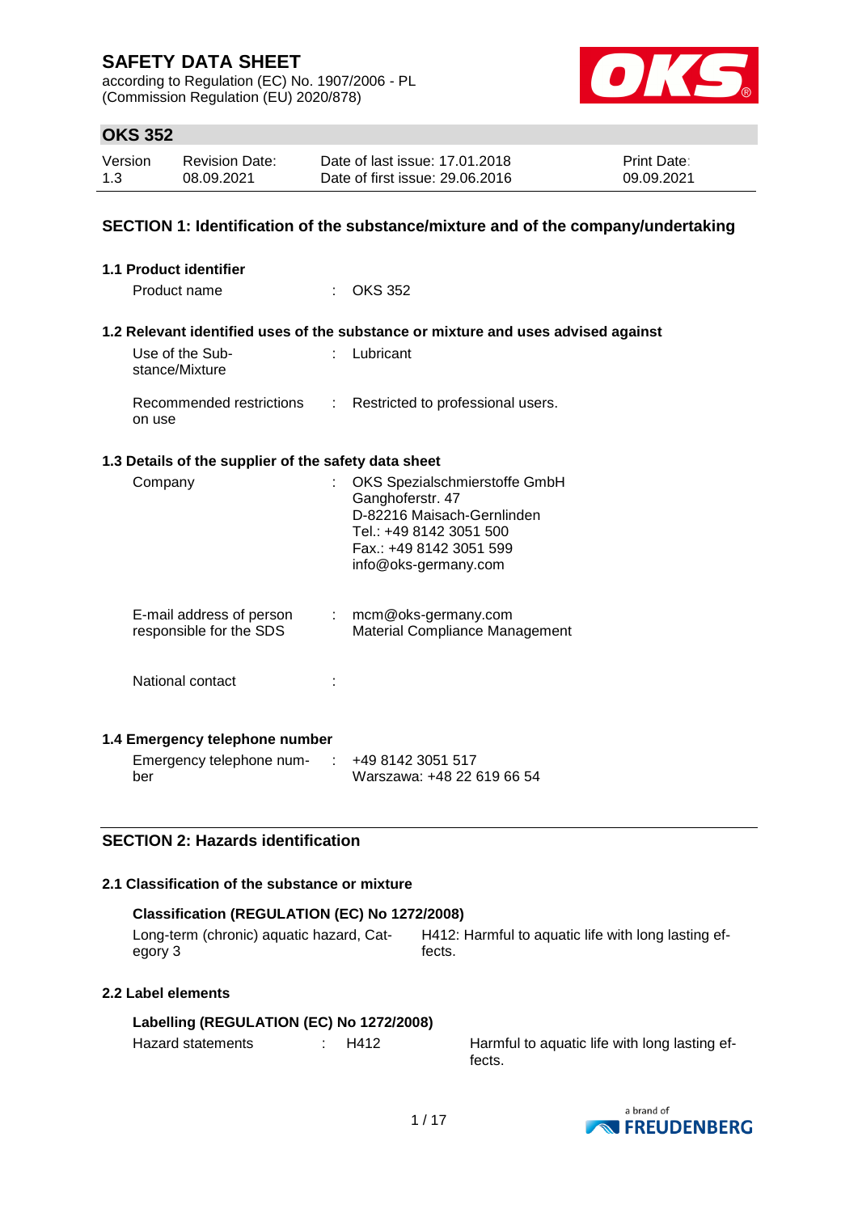# SAFETY DATA SHEET

according to Regulation (EC) No. 1907/2006 - PL
(Commission Regulation (EU) 2020/878)

## OKS 352

| Version | Revision Date: | Date of last issue: 17.01.2018 | Print Date: |
|---|---|---|---|
| 1.3 | 08.09.2021 | Date of first issue: 29.06.2016 | 09.09.2021 |

## SECTION 1: Identification of the substance/mixture and of the company/undertaking

### 1.1 Product identifier

Product name : OKS 352

### 1.2 Relevant identified uses of the substance or mixture and uses advised against

Use of the Substance/Mixture : Lubricant

Recommended restrictions on use : Restricted to professional users.

### 1.3 Details of the supplier of the safety data sheet

Company : OKS Spezialschmierstoffe GmbH
Ganghoferstr. 47
D-82216 Maisach-Gernlinden
Tel.: +49 8142 3051 500
Fax.: +49 8142 3051 599
info@oks-germany.com

E-mail address of person responsible for the SDS : mcm@oks-germany.com
Material Compliance Management

National contact :

### 1.4 Emergency telephone number

Emergency telephone number : +49 8142 3051 517
Warszawa: +48 22 619 66 54

## SECTION 2: Hazards identification

### 2.1 Classification of the substance or mixture

**Classification (REGULATION (EC) No 1272/2008)**

Long-term (chronic) aquatic hazard, Category 3 — H412: Harmful to aquatic life with long lasting effects.

### 2.2 Label elements

**Labelling (REGULATION (EC) No 1272/2008)**

Hazard statements : H412 — Harmful to aquatic life with long lasting effects.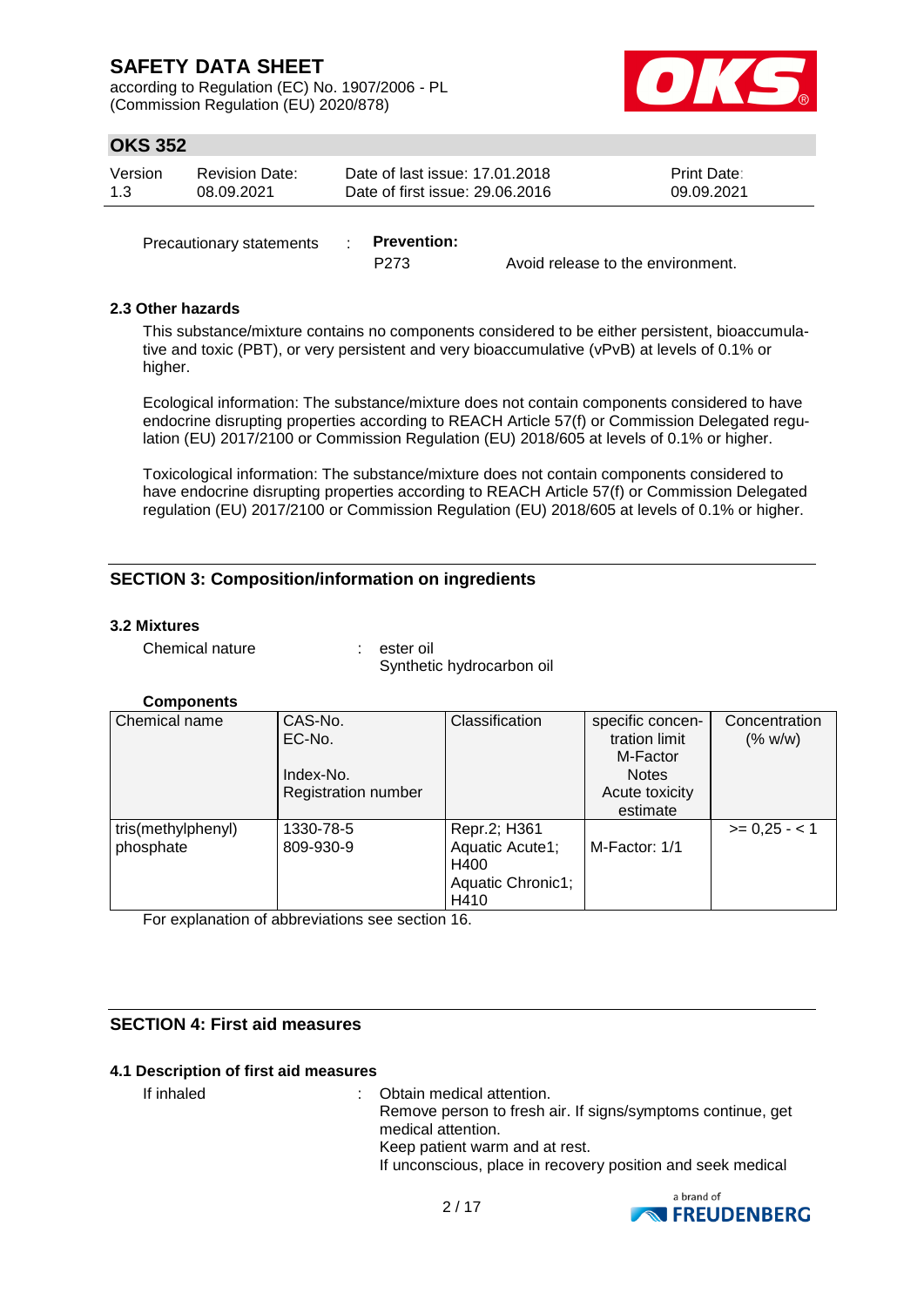Precautionary statements : **Prevention:**

P273 Avoid release to the environment.

**2.3 Other hazards**

This substance/mixture contains no components considered to be either persistent, bioaccumulative and toxic (PBT), or very persistent and very bioaccumulative (vPvB) at levels of 0.1% or higher.

Ecological information: The substance/mixture does not contain components considered to have endocrine disrupting properties according to REACH Article 57(f) or Commission Delegated regulation (EU) 2017/2100 or Commission Regulation (EU) 2018/605 at levels of 0.1% or higher.

Toxicological information: The substance/mixture does not contain components considered to have endocrine disrupting properties according to REACH Article 57(f) or Commission Delegated regulation (EU) 2017/2100 or Commission Regulation (EU) 2018/605 at levels of 0.1% or higher.

## SECTION 3: Composition/information on ingredients

**3.2 Mixtures**

Chemical nature : ester oil
Synthetic hydrocarbon oil

**Components**

| Chemical name | CAS-No.<br>EC-No.<br>Index-No.<br>Registration number | Classification | specific concentration limit<br>M-Factor<br>Notes<br>Acute toxicity estimate | Concentration (% w/w) |
|---|---|---|---|---|
| tris(methylphenyl) phosphate | 1330-78-5<br>809-930-9 | Repr.2; H361<br>Aquatic Acute1; H400<br>Aquatic Chronic1; H410 | M-Factor: 1/1 | >= 0,25 - < 1 |

For explanation of abbreviations see section 16.

## SECTION 4: First aid measures

**4.1 Description of first aid measures**

If inhaled : Obtain medical attention.
Remove person to fresh air. If signs/symptoms continue, get medical attention.
Keep patient warm and at rest.
If unconscious, place in recovery position and seek medical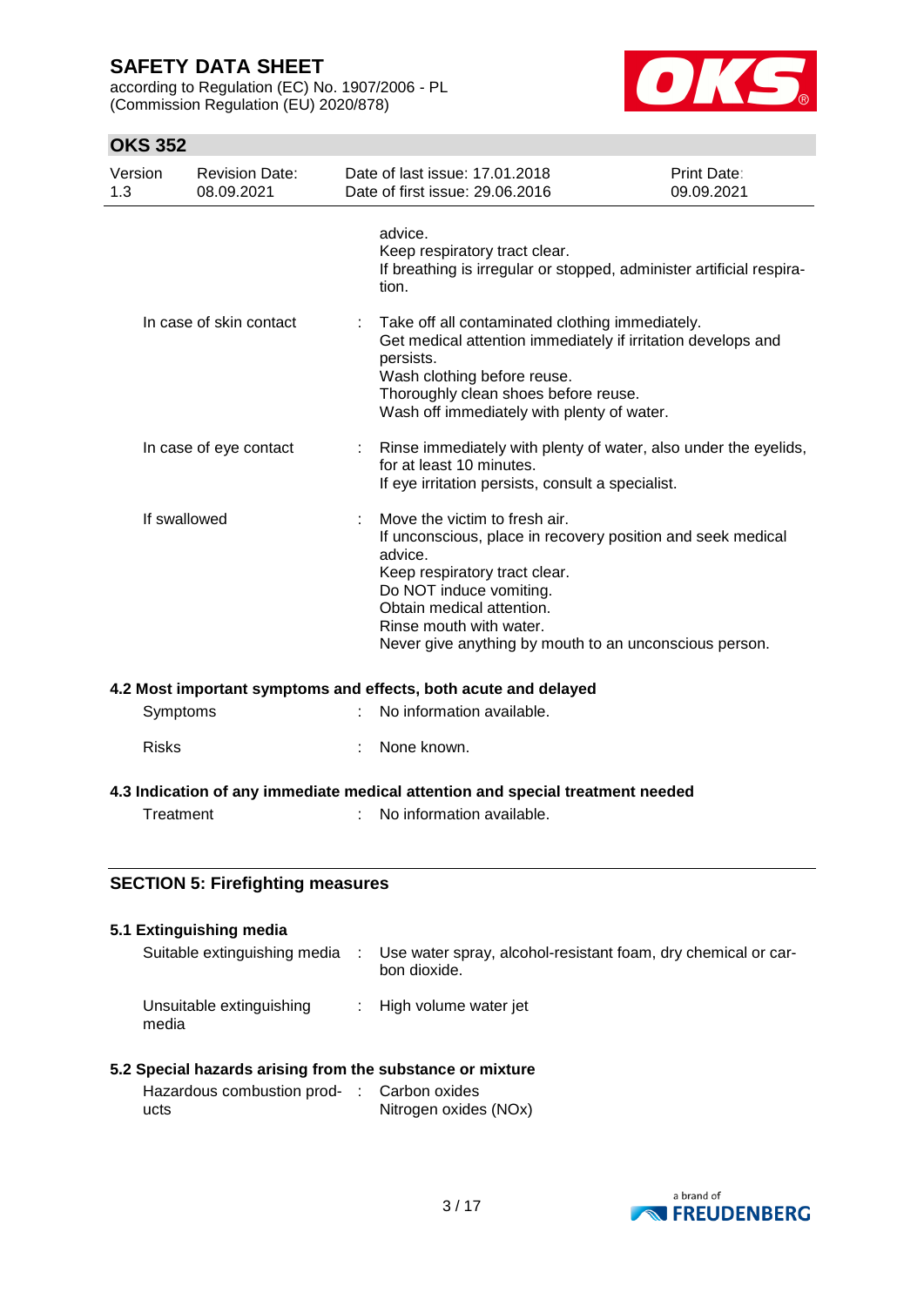advice.
Keep respiratory tract clear.
If breathing is irregular or stopped, administer artificial respiration.

| | | |
|---|---|---|
| In case of skin contact | : | Take off all contaminated clothing immediately.<br>Get medical attention immediately if irritation develops and persists.<br>Wash clothing before reuse.<br>Thoroughly clean shoes before reuse.<br>Wash off immediately with plenty of water. |
| In case of eye contact | : | Rinse immediately with plenty of water, also under the eyelids, for at least 10 minutes.<br>If eye irritation persists, consult a specialist. |
| If swallowed | : | Move the victim to fresh air.<br>If unconscious, place in recovery position and seek medical advice.<br>Keep respiratory tract clear.<br>Do NOT induce vomiting.<br>Obtain medical attention.<br>Rinse mouth with water.<br>Never give anything by mouth to an unconscious person. |

### 4.2 Most important symptoms and effects, both acute and delayed

| | | |
|---|---|---|
| Symptoms | : | No information available. |
| Risks | : | None known. |

### 4.3 Indication of any immediate medical attention and special treatment needed

| | | |
|---|---|---|
| Treatment | : | No information available. |

## SECTION 5: Firefighting measures

### 5.1 Extinguishing media

| | | |
|---|---|---|
| Suitable extinguishing media | : | Use water spray, alcohol-resistant foam, dry chemical or carbon dioxide. |
| Unsuitable extinguishing media | : | High volume water jet |

### 5.2 Special hazards arising from the substance or mixture

| | | |
|---|---|---|
| Hazardous combustion products | : | Carbon oxides<br>Nitrogen oxides (NOx) |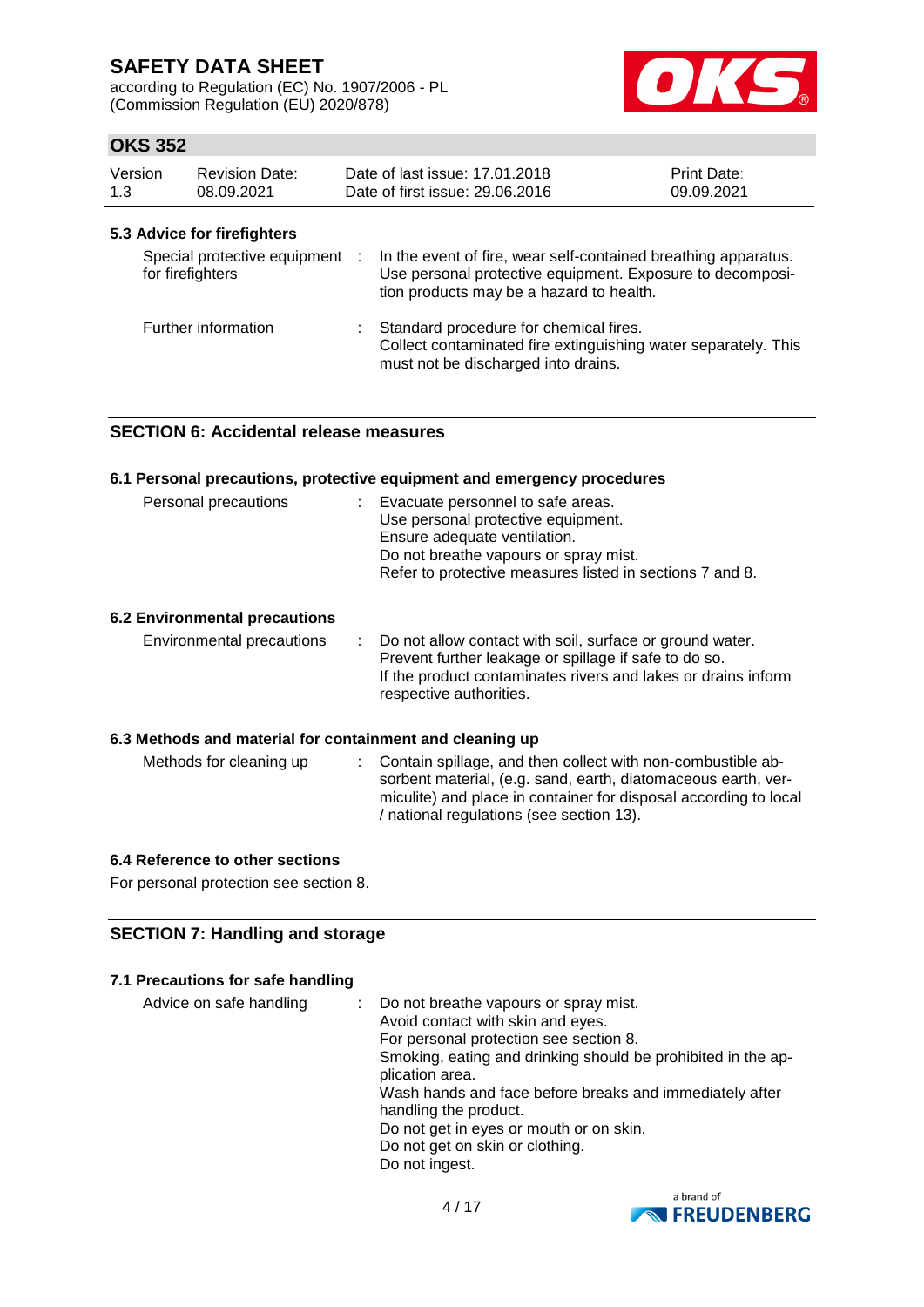### 5.3 Advice for firefighters

| | |
|---|---|
| Special protective equipment for firefighters | In the event of fire, wear self-contained breathing apparatus. Use personal protective equipment. Exposure to decomposition products may be a hazard to health. |
| Further information | Standard procedure for chemical fires. Collect contaminated fire extinguishing water separately. This must not be discharged into drains. |

## SECTION 6: Accidental release measures

### 6.1 Personal precautions, protective equipment and emergency procedures

| | |
|---|---|
| Personal precautions | Evacuate personnel to safe areas.<br>Use personal protective equipment.<br>Ensure adequate ventilation.<br>Do not breathe vapours or spray mist.<br>Refer to protective measures listed in sections 7 and 8. |

### 6.2 Environmental precautions

| | |
|---|---|
| Environmental precautions | Do not allow contact with soil, surface or ground water.<br>Prevent further leakage or spillage if safe to do so.<br>If the product contaminates rivers and lakes or drains inform respective authorities. |

### 6.3 Methods and material for containment and cleaning up

| | |
|---|---|
| Methods for cleaning up | Contain spillage, and then collect with non-combustible absorbent material, (e.g. sand, earth, diatomaceous earth, vermiculite) and place in container for disposal according to local / national regulations (see section 13). |

### 6.4 Reference to other sections

For personal protection see section 8.

## SECTION 7: Handling and storage

### 7.1 Precautions for safe handling

| | |
|---|---|
| Advice on safe handling | Do not breathe vapours or spray mist.<br>Avoid contact with skin and eyes.<br>For personal protection see section 8.<br>Smoking, eating and drinking should be prohibited in the application area.<br>Wash hands and face before breaks and immediately after handling the product.<br>Do not get in eyes or mouth or on skin.<br>Do not get on skin or clothing.<br>Do not ingest. |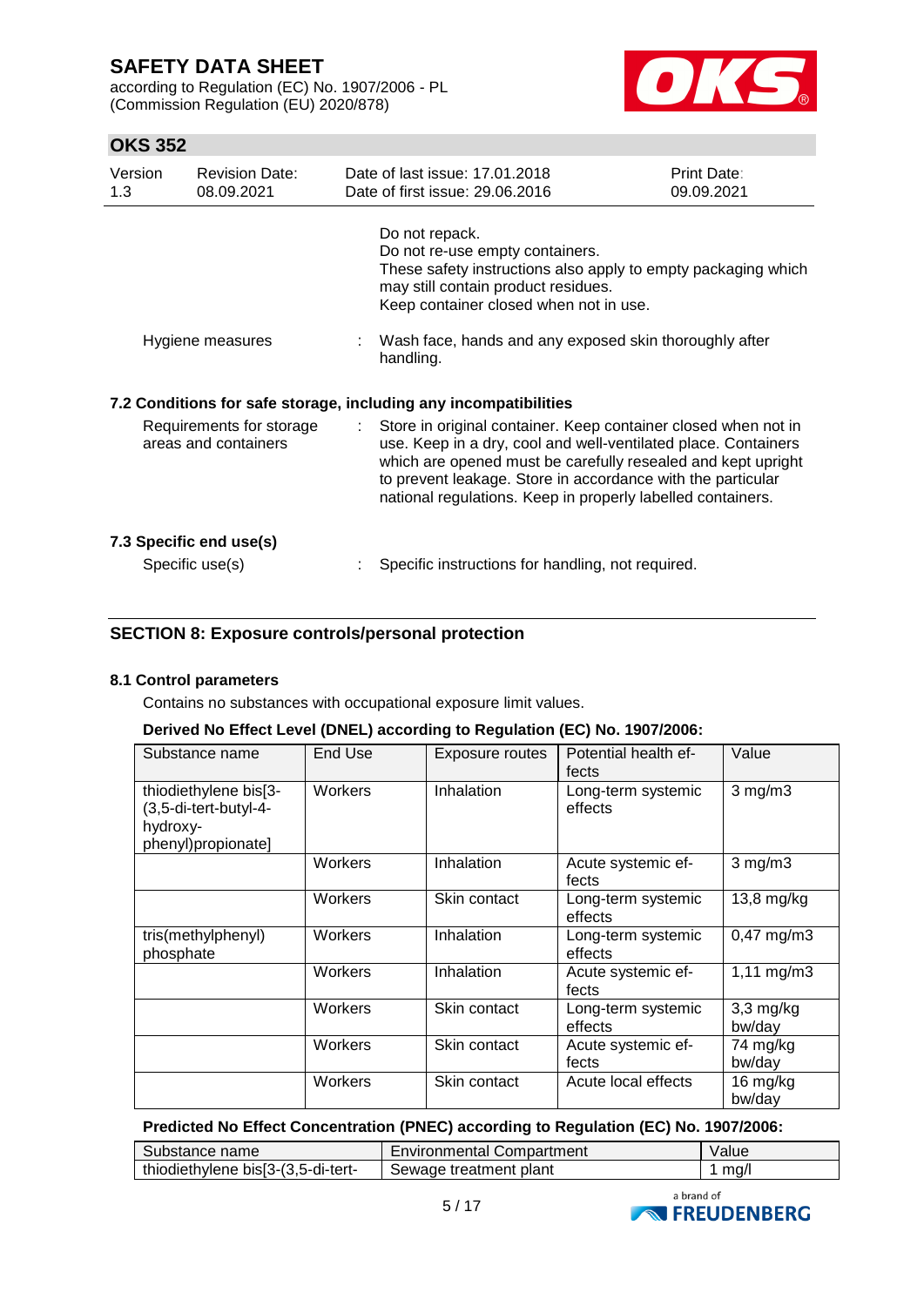Do not repack.
Do not re-use empty containers.
These safety instructions also apply to empty packaging which may still contain product residues.
Keep container closed when not in use.

Hygiene measures : Wash face, hands and any exposed skin thoroughly after handling.

### 7.2 Conditions for safe storage, including any incompatibilities

Requirements for storage areas and containers : Store in original container. Keep container closed when not in use. Keep in a dry, cool and well-ventilated place. Containers which are opened must be carefully resealed and kept upright to prevent leakage. Store in accordance with the particular national regulations. Keep in properly labelled containers.

### 7.3 Specific end use(s)

Specific use(s) : Specific instructions for handling, not required.

## SECTION 8: Exposure controls/personal protection

### 8.1 Control parameters

Contains no substances with occupational exposure limit values.

**Derived No Effect Level (DNEL) according to Regulation (EC) No. 1907/2006:**

| Substance name | End Use | Exposure routes | Potential health effects | Value |
|---|---|---|---|---|
| thiodiethylene bis[3-(3,5-di-tert-butyl-4-hydroxy-phenyl)propionate] | Workers | Inhalation | Long-term systemic effects | 3 mg/m3 |
| | Workers | Inhalation | Acute systemic effects | 3 mg/m3 |
| | Workers | Skin contact | Long-term systemic effects | 13,8 mg/kg |
| tris(methylphenyl) phosphate | Workers | Inhalation | Long-term systemic effects | 0,47 mg/m3 |
| | Workers | Inhalation | Acute systemic effects | 1,11 mg/m3 |
| | Workers | Skin contact | Long-term systemic effects | 3,3 mg/kg bw/day |
| | Workers | Skin contact | Acute systemic effects | 74 mg/kg bw/day |
| | Workers | Skin contact | Acute local effects | 16 mg/kg bw/day |

**Predicted No Effect Concentration (PNEC) according to Regulation (EC) No. 1907/2006:**

| Substance name | Environmental Compartment | Value |
|---|---|---|
| thiodiethylene bis[3-(3,5-di-tert- | Sewage treatment plant | 1 mg/l |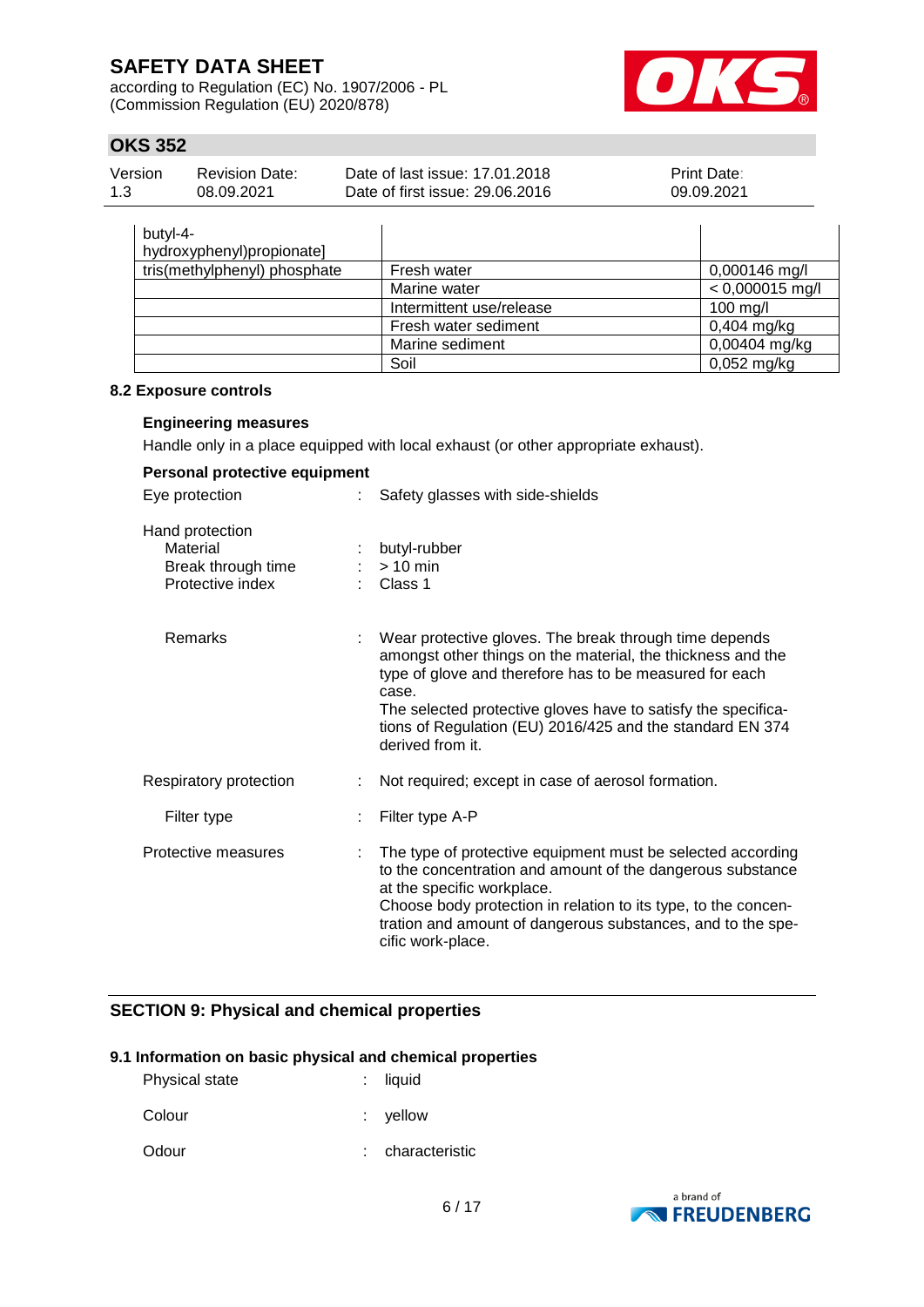| | | |
|---|---|---|
| butyl-4-hydroxyphenyl)propionate] | | |
| tris(methylphenyl) phosphate | Fresh water | 0,000146 mg/l |
| | Marine water | < 0,000015 mg/l |
| | Intermittent use/release | 100 mg/l |
| | Fresh water sediment | 0,404 mg/kg |
| | Marine sediment | 0,00404 mg/kg |
| | Soil | 0,052 mg/kg |

### 8.2 Exposure controls

**Engineering measures**

Handle only in a place equipped with local exhaust (or other appropriate exhaust).

**Personal protective equipment**

Eye protection : Safety glasses with side-shields

Hand protection
- Material : butyl-rubber
- Break through time : > 10 min
- Protective index : Class 1

Remarks : Wear protective gloves. The break through time depends amongst other things on the material, the thickness and the type of glove and therefore has to be measured for each case.
The selected protective gloves have to satisfy the specifications of Regulation (EU) 2016/425 and the standard EN 374 derived from it.

Respiratory protection : Not required; except in case of aerosol formation.

Filter type : Filter type A-P

Protective measures : The type of protective equipment must be selected according to the concentration and amount of the dangerous substance at the specific workplace.
Choose body protection in relation to its type, to the concentration and amount of dangerous substances, and to the specific work-place.

## SECTION 9: Physical and chemical properties

### 9.1 Information on basic physical and chemical properties

Physical state : liquid

Colour : yellow

Odour : characteristic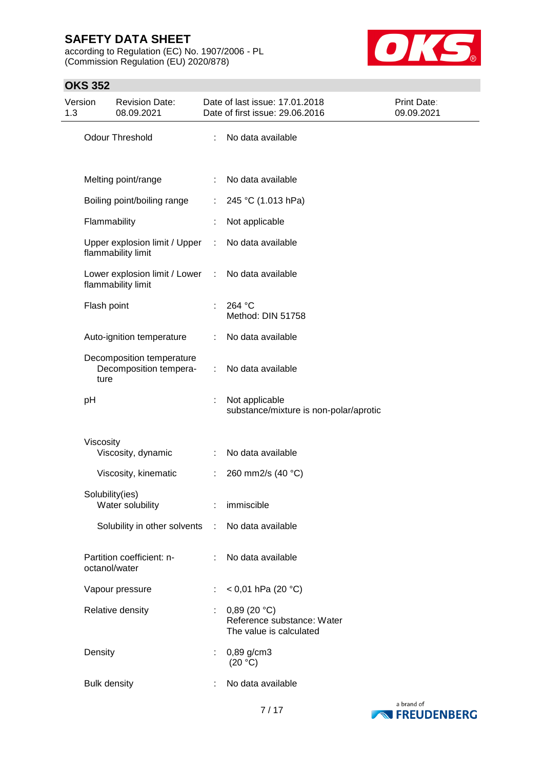| Property | | Value |
|---|---|---|
| Odour Threshold | : | No data available |
| Melting point/range | : | No data available |
| Boiling point/boiling range | : | 245 °C (1.013 hPa) |
| Flammability | : | Not applicable |
| Upper explosion limit / Upper flammability limit | : | No data available |
| Lower explosion limit / Lower flammability limit | : | No data available |
| Flash point | : | 264 °C<br>Method: DIN 51758 |
| Auto-ignition temperature | : | No data available |
| Decomposition temperature<br>Decomposition temperature | : | No data available |
| pH | : | Not applicable<br>substance/mixture is non-polar/aprotic |
| Viscosity<br>Viscosity, dynamic | : | No data available |
| Viscosity, kinematic | : | 260 mm2/s (40 °C) |
| Solubility(ies)<br>Water solubility | : | immiscible |
| Solubility in other solvents | : | No data available |
| Partition coefficient: n-octanol/water | : | No data available |
| Vapour pressure | : | < 0,01 hPa (20 °C) |
| Relative density | : | 0,89 (20 °C)<br>Reference substance: Water<br>The value is calculated |
| Density | : | 0,89 g/cm3<br>(20 °C) |
| Bulk density | : | No data available |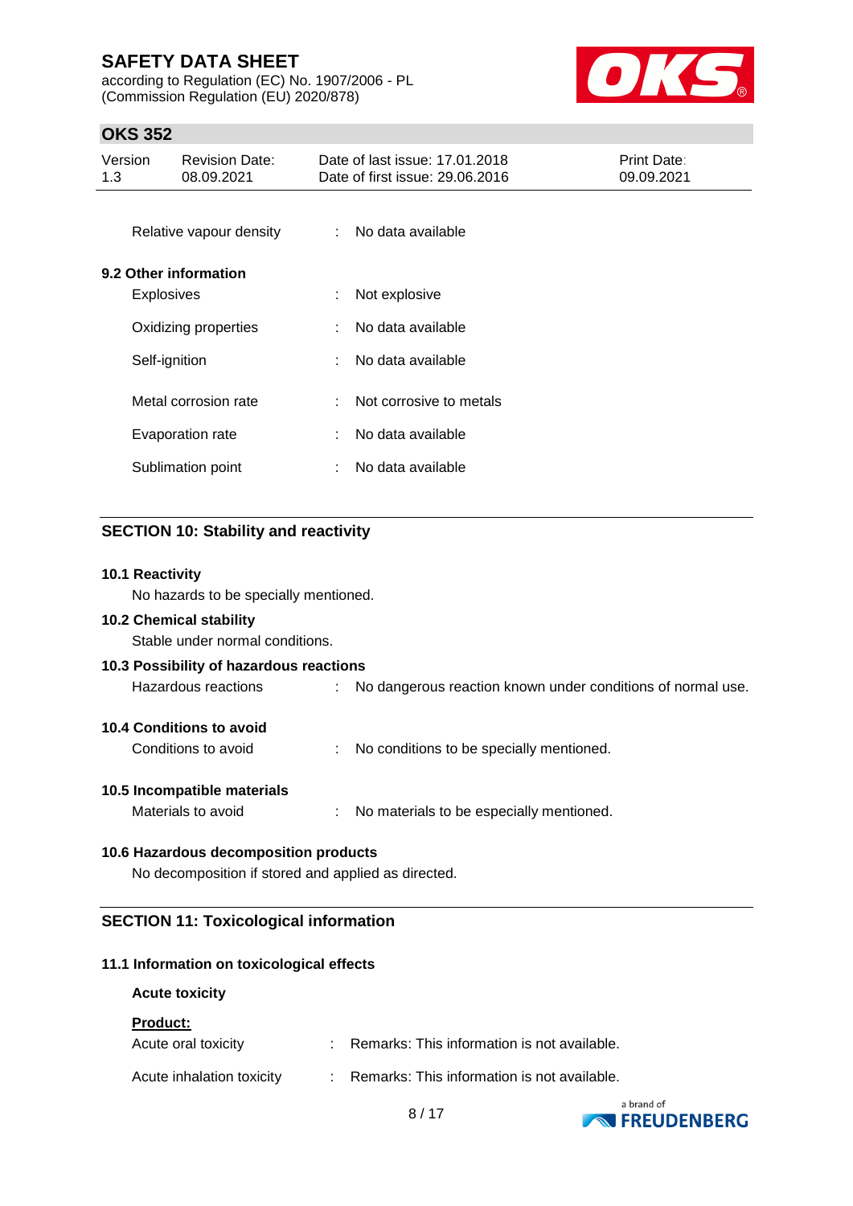| | | |
|---|---|---|
| Relative vapour density | : | No data available |

**9.2 Other information**

| | | |
|---|---|---|
| Explosives | : | Not explosive |
| Oxidizing properties | : | No data available |
| Self-ignition | : | No data available |
| Metal corrosion rate | : | Not corrosive to metals |
| Evaporation rate | : | No data available |
| Sublimation point | : | No data available |

## SECTION 10: Stability and reactivity

**10.1 Reactivity**

No hazards to be specially mentioned.

**10.2 Chemical stability**

Stable under normal conditions.

**10.3 Possibility of hazardous reactions**

| | | |
|---|---|---|
| Hazardous reactions | : | No dangerous reaction known under conditions of normal use. |

**10.4 Conditions to avoid**

| | | |
|---|---|---|
| Conditions to avoid | : | No conditions to be specially mentioned. |

**10.5 Incompatible materials**

| | | |
|---|---|---|
| Materials to avoid | : | No materials to be especially mentioned. |

**10.6 Hazardous decomposition products**

No decomposition if stored and applied as directed.

## SECTION 11: Toxicological information

**11.1 Information on toxicological effects**

**Acute toxicity**

**Product:**

| | | |
|---|---|---|
| Acute oral toxicity | : | Remarks: This information is not available. |
| Acute inhalation toxicity | : | Remarks: This information is not available. |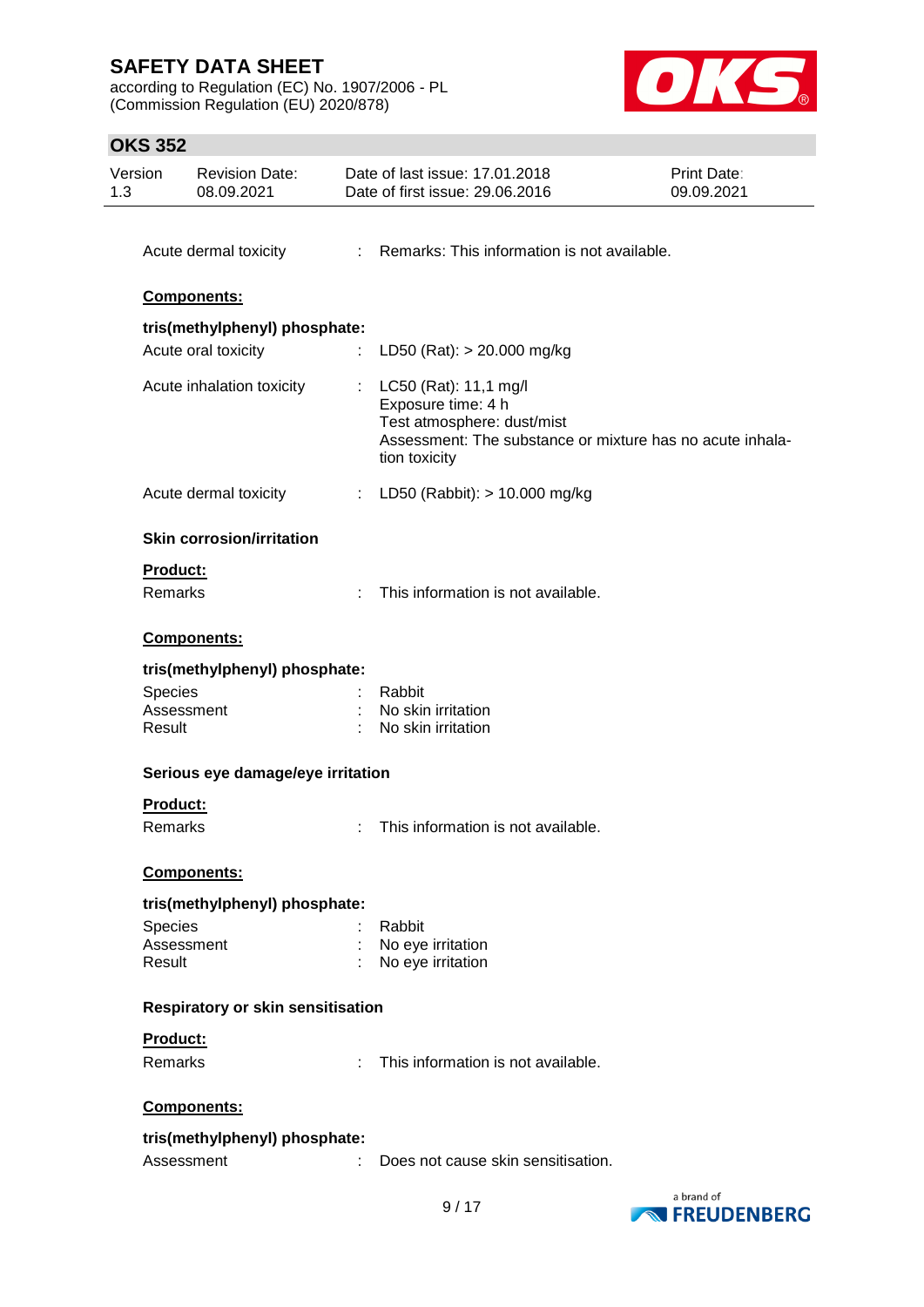Acute dermal toxicity : Remarks: This information is not available.

**Components:**

**tris(methylphenyl) phosphate:**

Acute oral toxicity : LD50 (Rat): > 20.000 mg/kg

Acute inhalation toxicity : LC50 (Rat): 11,1 mg/l
Exposure time: 4 h
Test atmosphere: dust/mist
Assessment: The substance or mixture has no acute inhalation toxicity

Acute dermal toxicity : LD50 (Rabbit): > 10.000 mg/kg

**Skin corrosion/irritation**

**Product:**

Remarks : This information is not available.

**Components:**

**tris(methylphenyl) phosphate:**

Species : Rabbit
Assessment : No skin irritation
Result : No skin irritation

**Serious eye damage/eye irritation**

**Product:**

Remarks : This information is not available.

**Components:**

**tris(methylphenyl) phosphate:**

Species : Rabbit
Assessment : No eye irritation
Result : No eye irritation

**Respiratory or skin sensitisation**

**Product:**

Remarks : This information is not available.

**Components:**

**tris(methylphenyl) phosphate:**

Assessment : Does not cause skin sensitisation.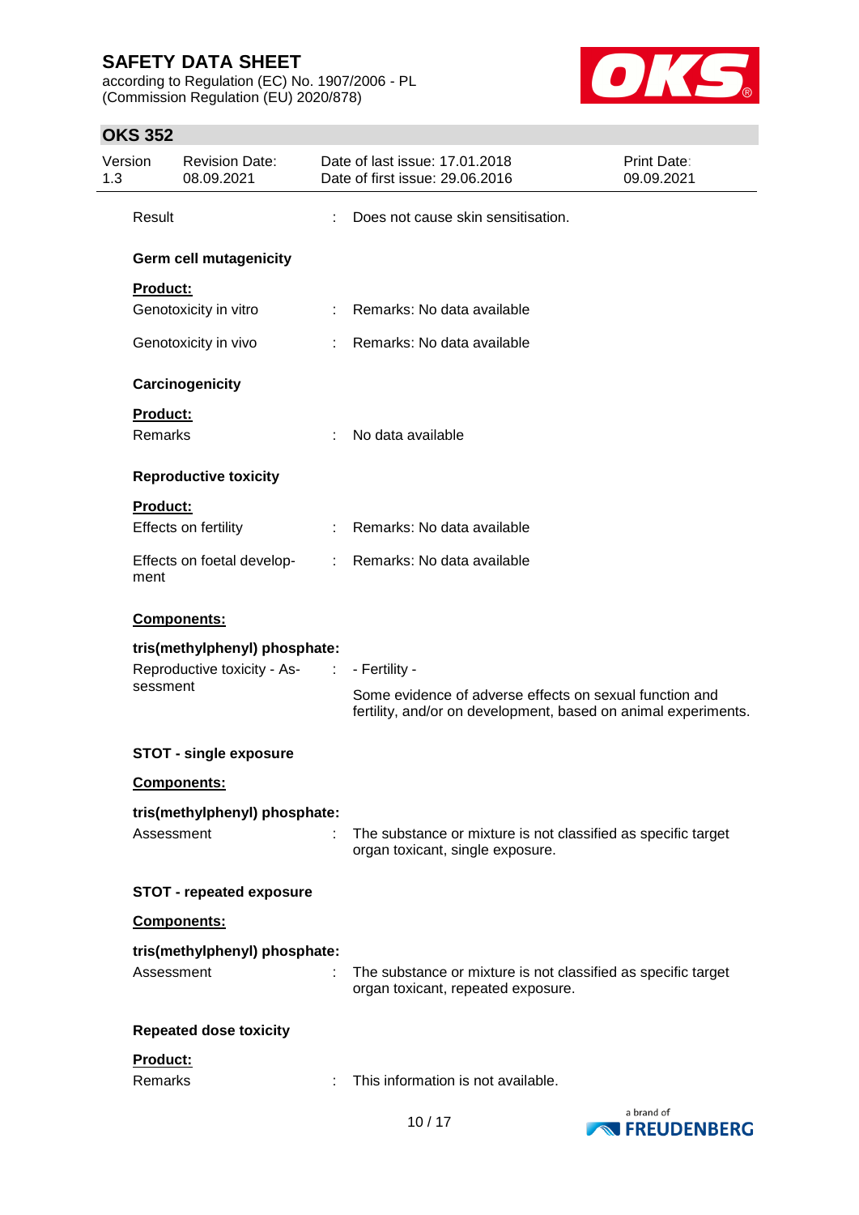Result : Does not cause skin sensitisation.

**Germ cell mutagenicity**

**Product:**

Genotoxicity in vitro : Remarks: No data available

Genotoxicity in vivo : Remarks: No data available

**Carcinogenicity**

**Product:**

Remarks : No data available

**Reproductive toxicity**

**Product:**

Effects on fertility : Remarks: No data available

Effects on foetal development : Remarks: No data available

**Components:**

**tris(methylphenyl) phosphate:**

Reproductive toxicity - Assessment : - Fertility -

Some evidence of adverse effects on sexual function and fertility, and/or on development, based on animal experiments.

**STOT - single exposure**

**Components:**

**tris(methylphenyl) phosphate:**

Assessment : The substance or mixture is not classified as specific target organ toxicant, single exposure.

**STOT - repeated exposure**

**Components:**

**tris(methylphenyl) phosphate:**

Assessment : The substance or mixture is not classified as specific target organ toxicant, repeated exposure.

**Repeated dose toxicity**

**Product:**

Remarks : This information is not available.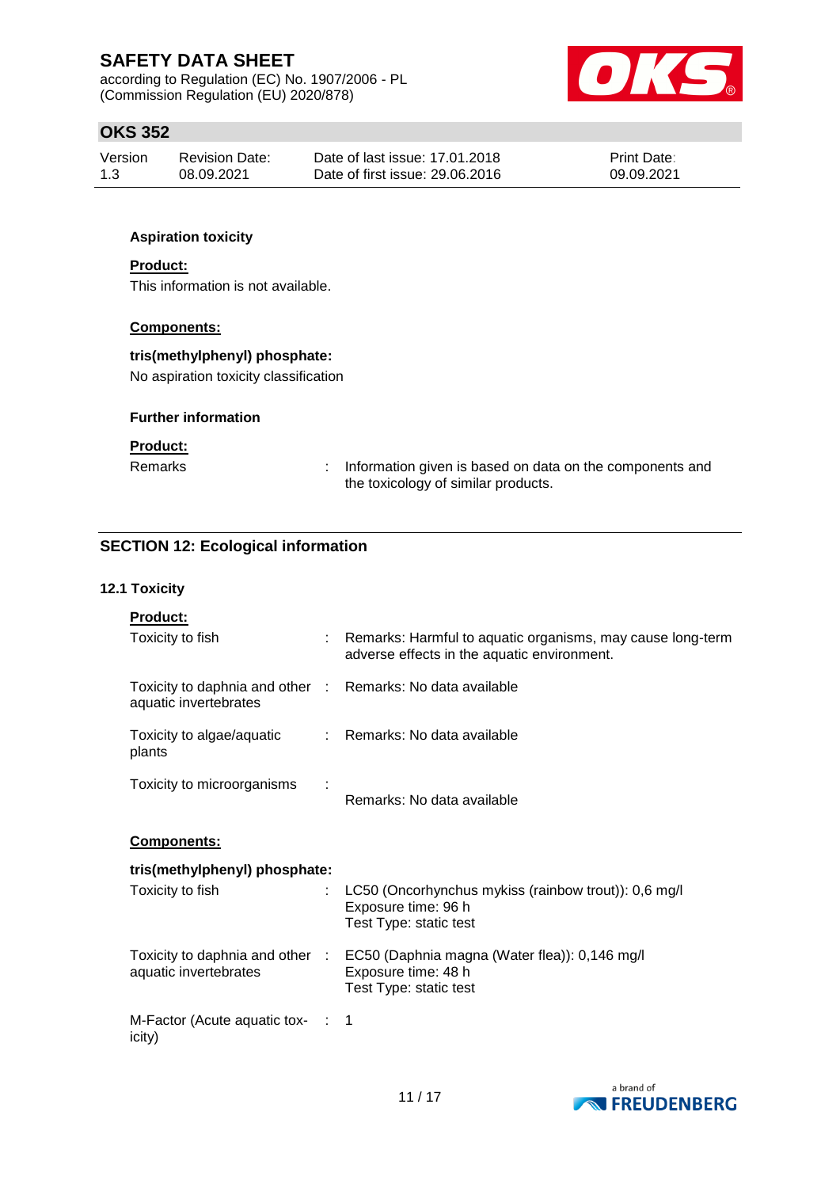**Aspiration toxicity**

**Product:**

This information is not available.

**Components:**

**tris(methylphenyl) phosphate:**

No aspiration toxicity classification

**Further information**

**Product:**

| | | |
|---|---|---|
| Remarks | : | Information given is based on data on the components and the toxicology of similar products. |

## SECTION 12: Ecological information

### 12.1 Toxicity

**Product:**

| | | |
|---|---|---|
| Toxicity to fish | : | Remarks: Harmful to aquatic organisms, may cause long-term adverse effects in the aquatic environment. |
| Toxicity to daphnia and other aquatic invertebrates | : | Remarks: No data available |
| Toxicity to algae/aquatic plants | : | Remarks: No data available |
| Toxicity to microorganisms | : | Remarks: No data available |

**Components:**

**tris(methylphenyl) phosphate:**

| | | |
|---|---|---|
| Toxicity to fish | : | LC50 (Oncorhynchus mykiss (rainbow trout)): 0,6 mg/l<br>Exposure time: 96 h<br>Test Type: static test |
| Toxicity to daphnia and other aquatic invertebrates | : | EC50 (Daphnia magna (Water flea)): 0,146 mg/l<br>Exposure time: 48 h<br>Test Type: static test |
| M-Factor (Acute aquatic toxicity) | : | 1 |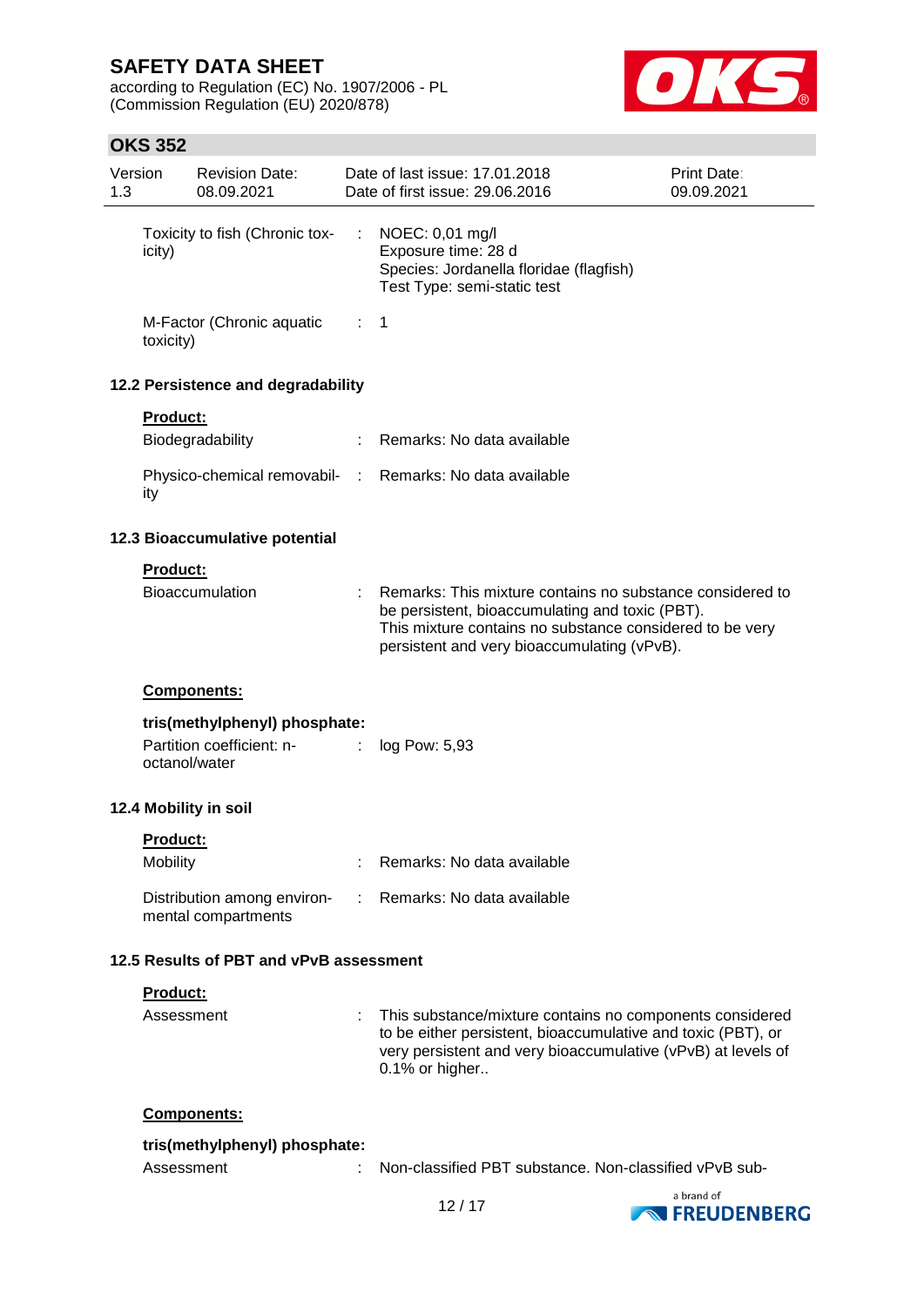| | | |
|---|---|---|
| Toxicity to fish (Chronic toxicity) | : | NOEC: 0,01 mg/l<br>Exposure time: 28 d<br>Species: Jordanella floridae (flagfish)<br>Test Type: semi-static test |
| M-Factor (Chronic aquatic toxicity) | : | 1 |

### 12.2 Persistence and degradability

**Product:**

| | | |
|---|---|---|
| Biodegradability | : | Remarks: No data available |
| Physico-chemical removability | : | Remarks: No data available |

### 12.3 Bioaccumulative potential

**Product:**

| | | |
|---|---|---|
| Bioaccumulation | : | Remarks: This mixture contains no substance considered to be persistent, bioaccumulating and toxic (PBT).<br>This mixture contains no substance considered to be very persistent and very bioaccumulating (vPvB). |

**Components:**

**tris(methylphenyl) phosphate:**

| | | |
|---|---|---|
| Partition coefficient: n-octanol/water | : | log Pow: 5,93 |

### 12.4 Mobility in soil

**Product:**

| | | |
|---|---|---|
| Mobility | : | Remarks: No data available |
| Distribution among environmental compartments | : | Remarks: No data available |

### 12.5 Results of PBT and vPvB assessment

**Product:**

| | | |
|---|---|---|
| Assessment | : | This substance/mixture contains no components considered to be either persistent, bioaccumulative and toxic (PBT), or very persistent and very bioaccumulative (vPvB) at levels of 0.1% or higher.. |

**Components:**

**tris(methylphenyl) phosphate:**

| | | |
|---|---|---|
| Assessment | : | Non-classified PBT substance. Non-classified vPvB sub- |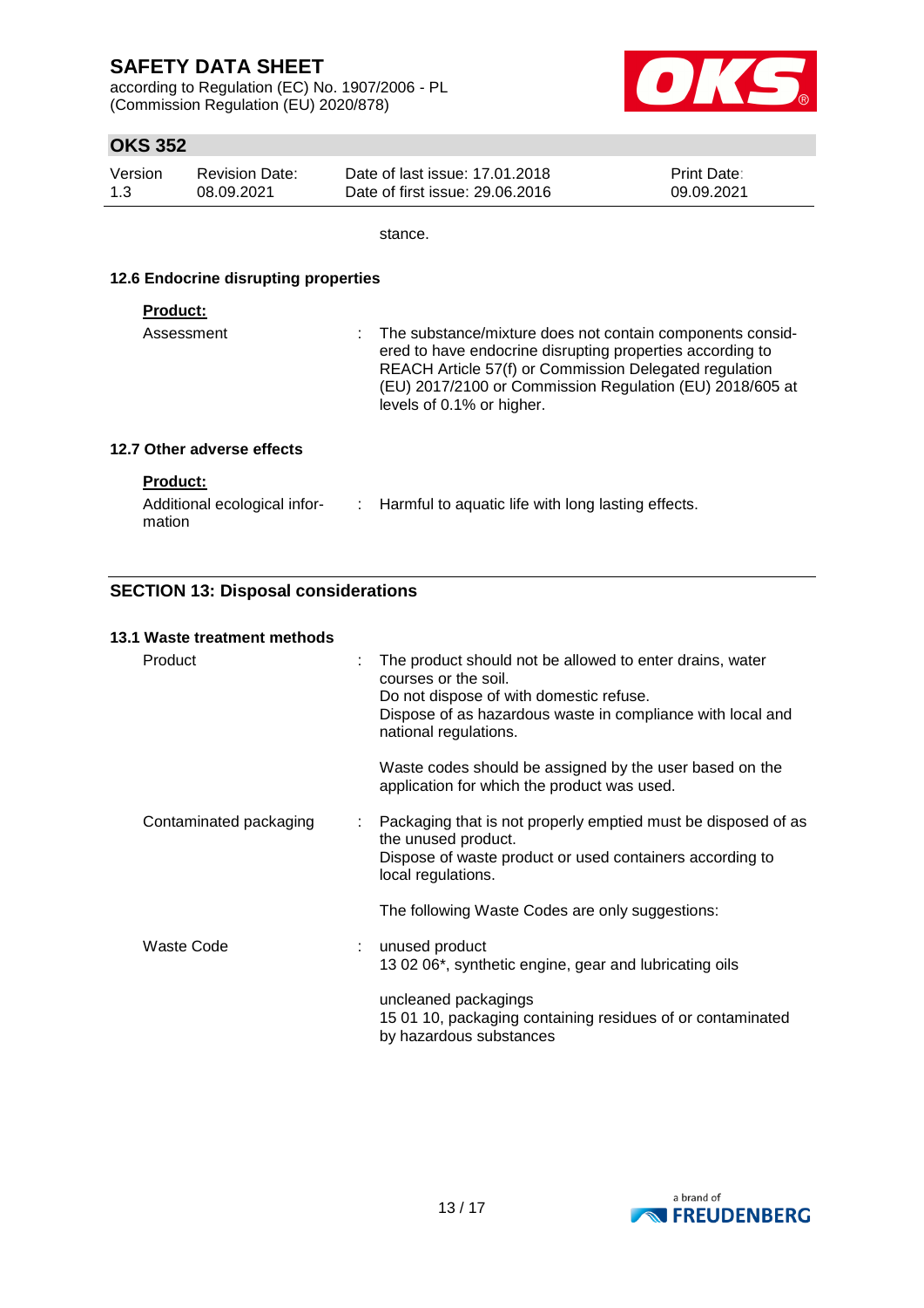stance.

### 12.6 Endocrine disrupting properties

**Product:**

Assessment : The substance/mixture does not contain components considered to have endocrine disrupting properties according to REACH Article 57(f) or Commission Delegated regulation (EU) 2017/2100 or Commission Regulation (EU) 2018/605 at levels of 0.1% or higher.

### 12.7 Other adverse effects

**Product:**

Additional ecological information : Harmful to aquatic life with long lasting effects.

## SECTION 13: Disposal considerations

### 13.1 Waste treatment methods

Product : The product should not be allowed to enter drains, water courses or the soil.
Do not dispose of with domestic refuse.
Dispose of as hazardous waste in compliance with local and national regulations.

Waste codes should be assigned by the user based on the application for which the product was used.

Contaminated packaging : Packaging that is not properly emptied must be disposed of as the unused product.
Dispose of waste product or used containers according to local regulations.

The following Waste Codes are only suggestions:

Waste Code : unused product
13 02 06*, synthetic engine, gear and lubricating oils

uncleaned packagings
15 01 10, packaging containing residues of or contaminated by hazardous substances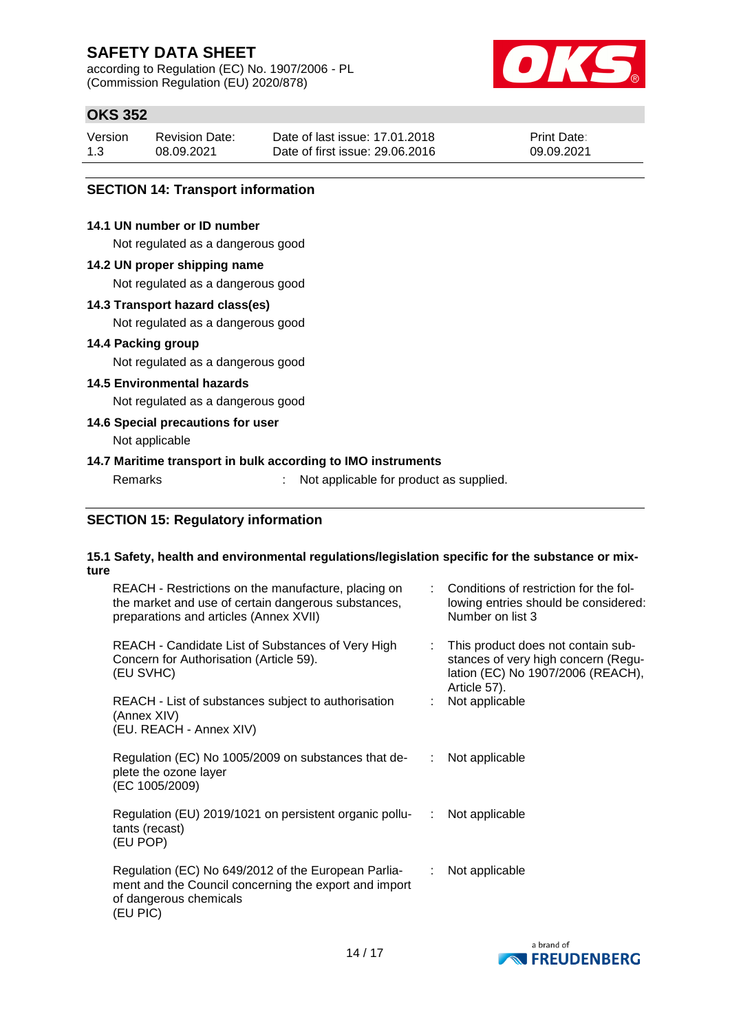## SECTION 14: Transport information

### 14.1 UN number or ID number

Not regulated as a dangerous good

### 14.2 UN proper shipping name

Not regulated as a dangerous good

### 14.3 Transport hazard class(es)

Not regulated as a dangerous good

### 14.4 Packing group

Not regulated as a dangerous good

### 14.5 Environmental hazards

Not regulated as a dangerous good

### 14.6 Special precautions for user

Not applicable

### 14.7 Maritime transport in bulk according to IMO instruments

Remarks : Not applicable for product as supplied.

## SECTION 15: Regulatory information

### 15.1 Safety, health and environmental regulations/legislation specific for the substance or mixture

| | | |
|---|---|---|
| REACH - Restrictions on the manufacture, placing on the market and use of certain dangerous substances, preparations and articles (Annex XVII) | : | Conditions of restriction for the following entries should be considered: Number on list 3 |
| REACH - Candidate List of Substances of Very High Concern for Authorisation (Article 59). (EU SVHC) | : | This product does not contain substances of very high concern (Regulation (EC) No 1907/2006 (REACH), Article 57). |
| REACH - List of substances subject to authorisation (Annex XIV) (EU. REACH - Annex XIV) | : | Not applicable |
| Regulation (EC) No 1005/2009 on substances that deplete the ozone layer (EC 1005/2009) | : | Not applicable |
| Regulation (EU) 2019/1021 on persistent organic pollutants (recast) (EU POP) | : | Not applicable |
| Regulation (EC) No 649/2012 of the European Parliament and the Council concerning the export and import of dangerous chemicals (EU PIC) | : | Not applicable |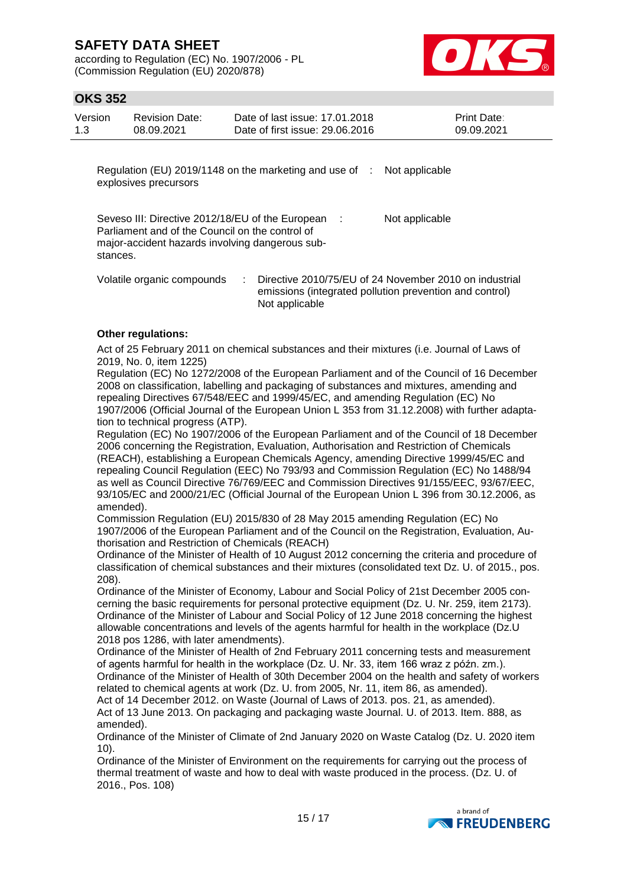Regulation (EU) 2019/1148 on the marketing and use of explosives precursors : Not applicable

Seveso III: Directive 2012/18/EU of the European Parliament and of the Council on the control of major-accident hazards involving dangerous substances. : Not applicable

Volatile organic compounds : Directive 2010/75/EU of 24 November 2010 on industrial emissions (integrated pollution prevention and control)
Not applicable

**Other regulations:**

Act of 25 February 2011 on chemical substances and their mixtures (i.e. Journal of Laws of 2019, No. 0, item 1225)
Regulation (EC) No 1272/2008 of the European Parliament and of the Council of 16 December 2008 on classification, labelling and packaging of substances and mixtures, amending and repealing Directives 67/548/EEC and 1999/45/EC, and amending Regulation (EC) No 1907/2006 (Official Journal of the European Union L 353 from 31.12.2008) with further adaptation to technical progress (ATP).
Regulation (EC) No 1907/2006 of the European Parliament and of the Council of 18 December 2006 concerning the Registration, Evaluation, Authorisation and Restriction of Chemicals (REACH), establishing a European Chemicals Agency, amending Directive 1999/45/EC and repealing Council Regulation (EEC) No 793/93 and Commission Regulation (EC) No 1488/94 as well as Council Directive 76/769/EEC and Commission Directives 91/155/EEC, 93/67/EEC, 93/105/EC and 2000/21/EC (Official Journal of the European Union L 396 from 30.12.2006, as amended).
Commission Regulation (EU) 2015/830 of 28 May 2015 amending Regulation (EC) No 1907/2006 of the European Parliament and of the Council on the Registration, Evaluation, Authorisation and Restriction of Chemicals (REACH)
Ordinance of the Minister of Health of 10 August 2012 concerning the criteria and procedure of classification of chemical substances and their mixtures (consolidated text Dz. U. of 2015., pos. 208).
Ordinance of the Minister of Economy, Labour and Social Policy of 21st December 2005 concerning the basic requirements for personal protective equipment (Dz. U. Nr. 259, item 2173).
Ordinance of the Minister of Labour and Social Policy of 12 June 2018 concerning the highest allowable concentrations and levels of the agents harmful for health in the workplace (Dz.U 2018 pos 1286, with later amendments).
Ordinance of the Minister of Health of 2nd February 2011 concerning tests and measurement of agents harmful for health in the workplace (Dz. U. Nr. 33, item 166 wraz z późn. zm.).
Ordinance of the Minister of Health of 30th December 2004 on the health and safety of workers related to chemical agents at work (Dz. U. from 2005, Nr. 11, item 86, as amended).
Act of 14 December 2012. on Waste (Journal of Laws of 2013. pos. 21, as amended).
Act of 13 June 2013. On packaging and packaging waste Journal. U. of 2013. Item. 888, as amended).
Ordinance of the Minister of Climate of 2nd January 2020 on Waste Catalog (Dz. U. 2020 item 10).
Ordinance of the Minister of Environment on the requirements for carrying out the process of thermal treatment of waste and how to deal with waste produced in the process. (Dz. U. of 2016., Pos. 108)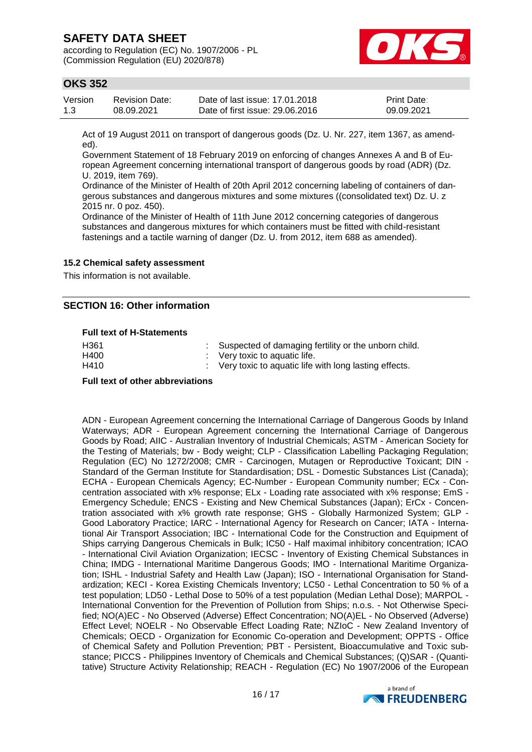Act of 19 August 2011 on transport of dangerous goods (Dz. U. Nr. 227, item 1367, as amended).
Government Statement of 18 February 2019 on enforcing of changes Annexes A and B of European Agreement concerning international transport of dangerous goods by road (ADR) (Dz. U. 2019, item 769).
Ordinance of the Minister of Health of 20th April 2012 concerning labeling of containers of dangerous substances and dangerous mixtures and some mixtures ((consolidated text) Dz. U. z 2015 nr. 0 poz. 450).
Ordinance of the Minister of Health of 11th June 2012 concerning categories of dangerous substances and dangerous mixtures for which containers must be fitted with child-resistant fastenings and a tactile warning of danger (Dz. U. from 2012, item 688 as amended).

**15.2 Chemical safety assessment**

This information is not available.

## SECTION 16: Other information

**Full text of H-Statements**

| | |
|---|---|
| H361 | : Suspected of damaging fertility or the unborn child. |
| H400 | : Very toxic to aquatic life. |
| H410 | : Very toxic to aquatic life with long lasting effects. |

**Full text of other abbreviations**

ADN - European Agreement concerning the International Carriage of Dangerous Goods by Inland Waterways; ADR - European Agreement concerning the International Carriage of Dangerous Goods by Road; AIIC - Australian Inventory of Industrial Chemicals; ASTM - American Society for the Testing of Materials; bw - Body weight; CLP - Classification Labelling Packaging Regulation; Regulation (EC) No 1272/2008; CMR - Carcinogen, Mutagen or Reproductive Toxicant; DIN - Standard of the German Institute for Standardisation; DSL - Domestic Substances List (Canada); ECHA - European Chemicals Agency; EC-Number - European Community number; ECx - Concentration associated with x% response; ELx - Loading rate associated with x% response; EmS - Emergency Schedule; ENCS - Existing and New Chemical Substances (Japan); ErCx - Concentration associated with x% growth rate response; GHS - Globally Harmonized System; GLP - Good Laboratory Practice; IARC - International Agency for Research on Cancer; IATA - International Air Transport Association; IBC - International Code for the Construction and Equipment of Ships carrying Dangerous Chemicals in Bulk; IC50 - Half maximal inhibitory concentration; ICAO - International Civil Aviation Organization; IECSC - Inventory of Existing Chemical Substances in China; IMDG - International Maritime Dangerous Goods; IMO - International Maritime Organization; ISHL - Industrial Safety and Health Law (Japan); ISO - International Organisation for Standardization; KECI - Korea Existing Chemicals Inventory; LC50 - Lethal Concentration to 50 % of a test population; LD50 - Lethal Dose to 50% of a test population (Median Lethal Dose); MARPOL - International Convention for the Prevention of Pollution from Ships; n.o.s. - Not Otherwise Specified; NO(A)EC - No Observed (Adverse) Effect Concentration; NO(A)EL - No Observed (Adverse) Effect Level; NOELR - No Observable Effect Loading Rate; NZIoC - New Zealand Inventory of Chemicals; OECD - Organization for Economic Co-operation and Development; OPPTS - Office of Chemical Safety and Pollution Prevention; PBT - Persistent, Bioaccumulative and Toxic substance; PICCS - Philippines Inventory of Chemicals and Chemical Substances; (Q)SAR - (Quantitative) Structure Activity Relationship; REACH - Regulation (EC) No 1907/2006 of the European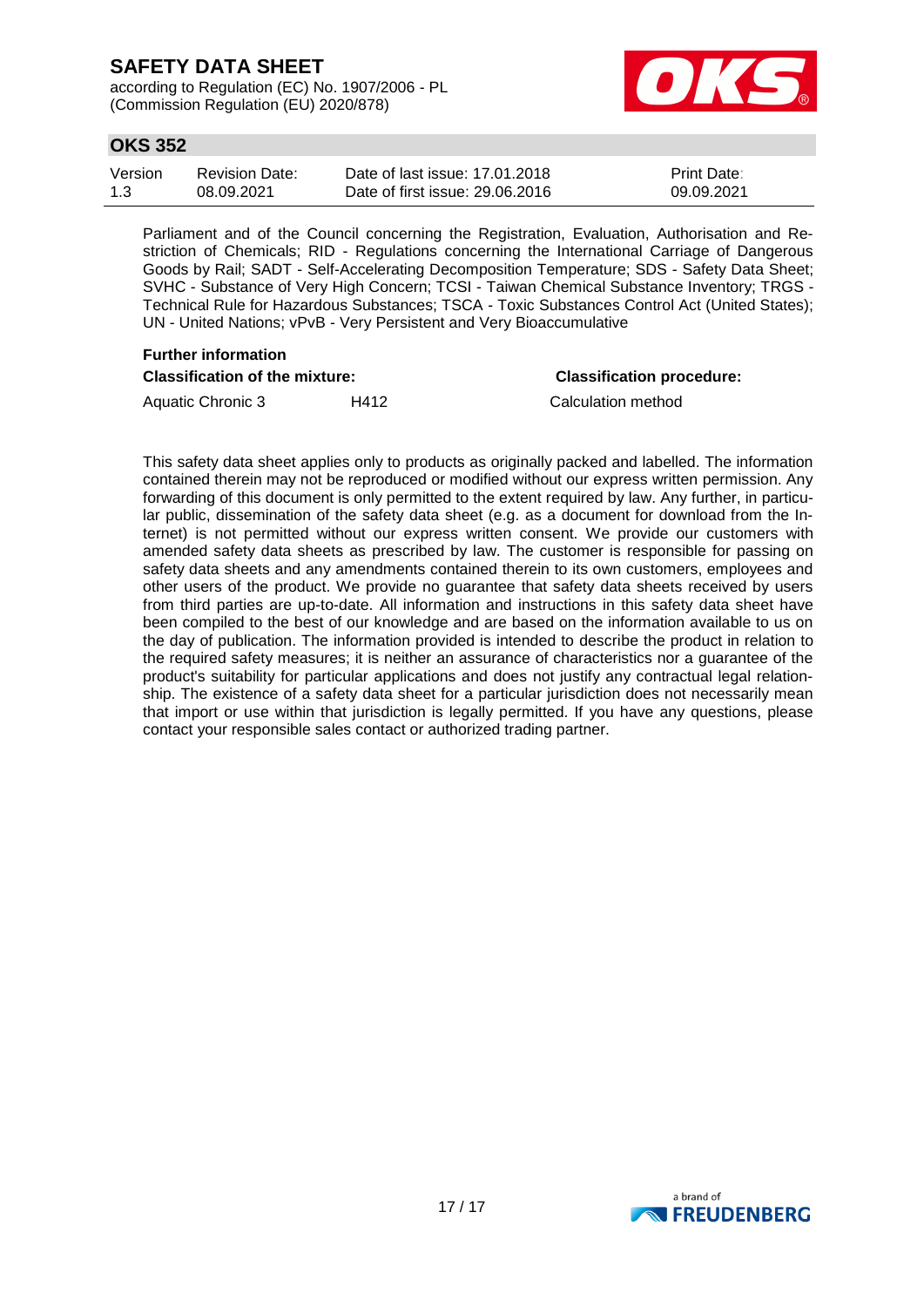Parliament and of the Council concerning the Registration, Evaluation, Authorisation and Restriction of Chemicals; RID - Regulations concerning the International Carriage of Dangerous Goods by Rail; SADT - Self-Accelerating Decomposition Temperature; SDS - Safety Data Sheet; SVHC - Substance of Very High Concern; TCSI - Taiwan Chemical Substance Inventory; TRGS - Technical Rule for Hazardous Substances; TSCA - Toxic Substances Control Act (United States); UN - United Nations; vPvB - Very Persistent and Very Bioaccumulative

**Further information**

| **Classification of the mixture:** | | **Classification procedure:** |
|---|---|---|
| Aquatic Chronic 3 | H412 | Calculation method |

This safety data sheet applies only to products as originally packed and labelled. The information contained therein may not be reproduced or modified without our express written permission. Any forwarding of this document is only permitted to the extent required by law. Any further, in particular public, dissemination of the safety data sheet (e.g. as a document for download from the Internet) is not permitted without our express written consent. We provide our customers with amended safety data sheets as prescribed by law. The customer is responsible for passing on safety data sheets and any amendments contained therein to its own customers, employees and other users of the product. We provide no guarantee that safety data sheets received by users from third parties are up-to-date. All information and instructions in this safety data sheet have been compiled to the best of our knowledge and are based on the information available to us on the day of publication. The information provided is intended to describe the product in relation to the required safety measures; it is neither an assurance of characteristics nor a guarantee of the product's suitability for particular applications and does not justify any contractual legal relationship. The existence of a safety data sheet for a particular jurisdiction does not necessarily mean that import or use within that jurisdiction is legally permitted. If you have any questions, please contact your responsible sales contact or authorized trading partner.